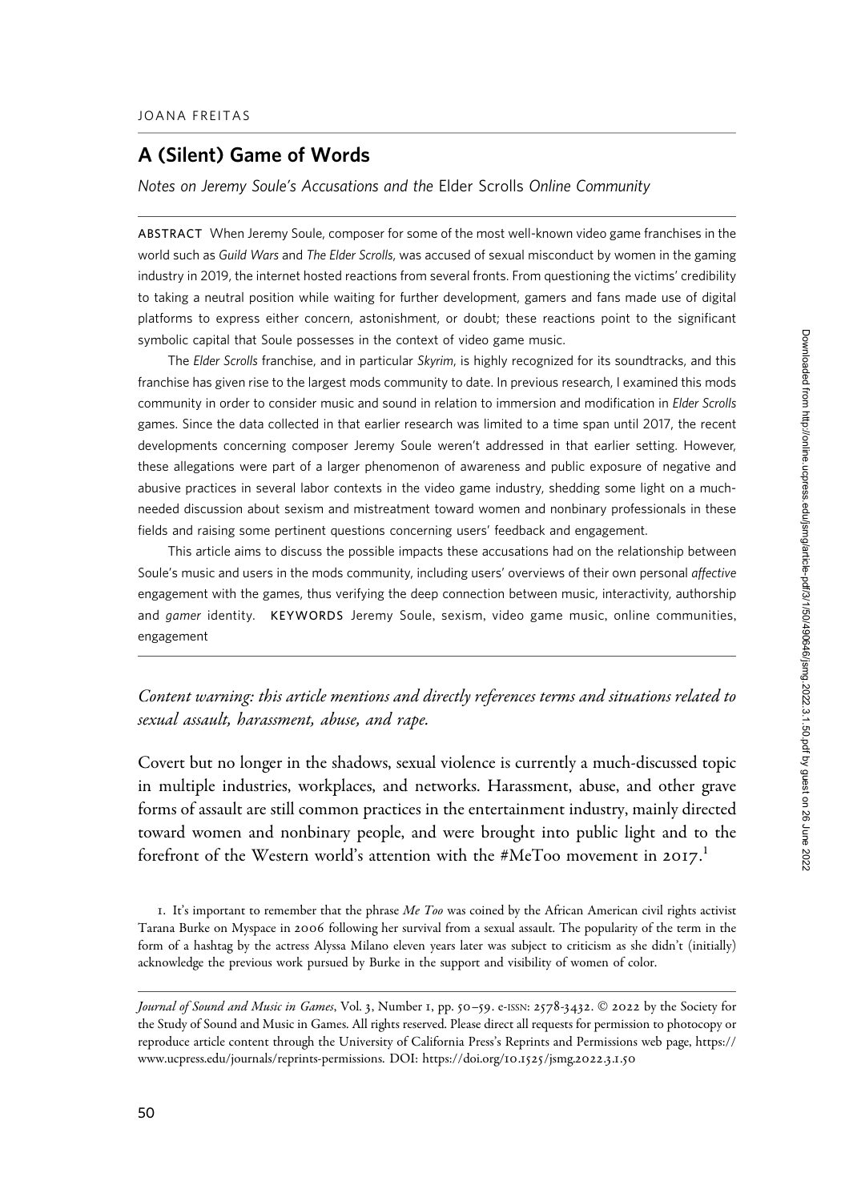JOANA FREITAS

# A (Silent) Game of Words

*Notes on Jeremy Soule's Accusations and the* Elder Scrolls *Online Community*

ABSTRACT When Jeremy Soule, composer for some of the most well-known video game franchises in the world such as *Guild Wars* and *The Elder Scrolls*, was accused of sexual misconduct by women in the gaming industry in 2019, the internet hosted reactions from several fronts. From questioning the victims' credibility to taking a neutral position while waiting for further development, gamers and fans made use of digital platforms to express either concern, astonishment, or doubt; these reactions point to the significant symbolic capital that Soule possesses in the context of video game music.

The *Elder Scrolls* franchise, and in particular *Skyrim*, is highly recognized for its soundtracks, and this franchise has given rise to the largest mods community to date. In previous research, I examined this mods community in order to consider music and sound in relation to immersion and modification in *Elder Scrolls* games. Since the data collected in that earlier research was limited to a time span until 2017, the recent developments concerning composer Jeremy Soule weren't addressed in that earlier setting. However, these allegations were part of a larger phenomenon of awareness and public exposure of negative and abusive practices in several labor contexts in the video game industry, shedding some light on a much-needed discussion about sexism and mistreatment toward women and nonbinary professionals in these fields and raising some pertinent questions concerning users' feedback and engagement.

This article aims to discuss the possible impacts these accusations had on the relationship between Soule's music and users in the mods community, including users' overviews of their own personal *affective* engagement with the games, thus verifying the deep connection between music, interactivity, authorship and *gamer* identity. KEYWORDS Jeremy Soule, sexism, video game music, online communities, engagement

*Content warning: this article mentions and directly references terms and situations related to sexual assault, harassment, abuse, and rape.*

Covert but no longer in the shadows, sexual violence is currently a much-discussed topic in multiple industries, workplaces, and networks. Harassment, abuse, and other grave forms of assault are still common practices in the entertainment industry, mainly directed toward women and nonbinary people, and were brought into public light and to the forefront of the Western world's attention with the #MeToo movement in 2017.[1]

1. It's important to remember that the phrase *Me Too* was coined by the African American civil rights activist Tarana Burke on Myspace in 2006 following her survival from a sexual assault. The popularity of the term in the form of a hashtag by the actress Alyssa Milano eleven years later was subject to criticism as she didn't (initially) acknowledge the previous work pursued by Burke in the support and visibility of women of color.

*Journal of Sound and Music in Games*, Vol. 3, Number 1, pp. 50–59. e-ISSN: 2578-3432. © 2022 by the Society for the Study of Sound and Music in Games. All rights reserved. Please direct all requests for permission to photocopy or reproduce article content through the University of California Press's Reprints and Permissions web page, https://www.ucpress.edu/journals/reprints-permissions. DOI: https://doi.org/10.1525/jsmg.2022.3.1.50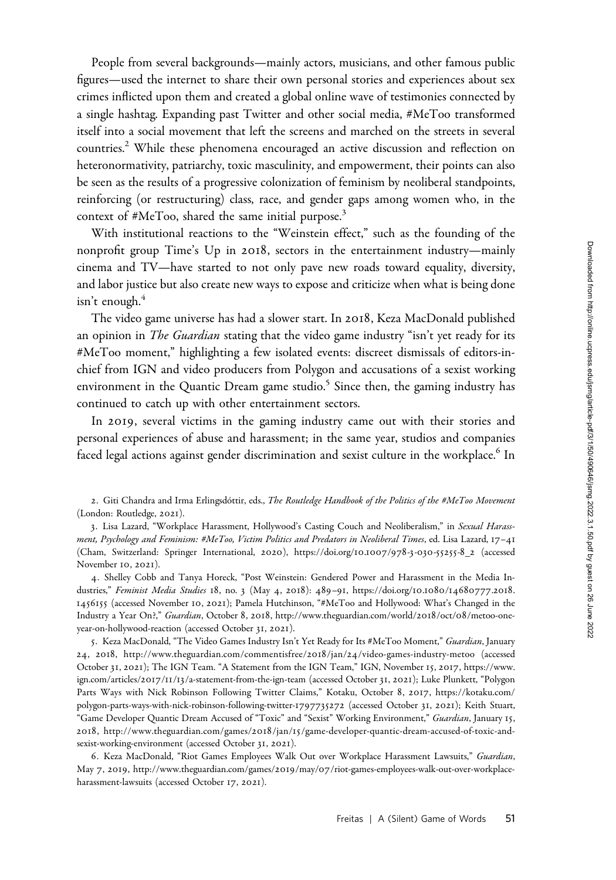People from several backgrounds—mainly actors, musicians, and other famous public figures—used the internet to share their own personal stories and experiences about sex crimes inflicted upon them and created a global online wave of testimonies connected by a single hashtag. Expanding past Twitter and other social media, #MeToo transformed itself into a social movement that left the screens and marched on the streets in several countries.[2] While these phenomena encouraged an active discussion and reflection on heteronormativity, patriarchy, toxic masculinity, and empowerment, their points can also be seen as the results of a progressive colonization of feminism by neoliberal standpoints, reinforcing (or restructuring) class, race, and gender gaps among women who, in the context of #MeToo, shared the same initial purpose.[3]

With institutional reactions to the "Weinstein effect," such as the founding of the nonprofit group Time's Up in 2018, sectors in the entertainment industry—mainly cinema and TV—have started to not only pave new roads toward equality, diversity, and labor justice but also create new ways to expose and criticize when what is being done isn't enough.[4]

The video game universe has had a slower start. In 2018, Keza MacDonald published an opinion in *The Guardian* stating that the video game industry "isn't yet ready for its #MeToo moment," highlighting a few isolated events: discreet dismissals of editors-in-chief from IGN and video producers from Polygon and accusations of a sexist working environment in the Quantic Dream game studio.[5] Since then, the gaming industry has continued to catch up with other entertainment sectors.

In 2019, several victims in the gaming industry came out with their stories and personal experiences of abuse and harassment; in the same year, studios and companies faced legal actions against gender discrimination and sexist culture in the workplace.[6] In

2. Giti Chandra and Irma Erlingsdóttir, eds., *The Routledge Handbook of the Politics of the #MeToo Movement* (London: Routledge, 2021).

3. Lisa Lazard, "Workplace Harassment, Hollywood's Casting Couch and Neoliberalism," in *Sexual Harassment, Psychology and Feminism: #MeToo, Victim Politics and Predators in Neoliberal Times*, ed. Lisa Lazard, 17–41 (Cham, Switzerland: Springer International, 2020), https://doi.org/10.1007/978-3-030-55255-8_2 (accessed November 10, 2021).

4. Shelley Cobb and Tanya Horeck, "Post Weinstein: Gendered Power and Harassment in the Media Industries," *Feminist Media Studies* 18, no. 3 (May 4, 2018): 489–91, https://doi.org/10.1080/14680777.2018.1456155 (accessed November 10, 2021); Pamela Hutchinson, "#MeToo and Hollywood: What's Changed in the Industry a Year On?," *Guardian*, October 8, 2018, http://www.theguardian.com/world/2018/oct/08/metoo-one-year-on-hollywood-reaction (accessed October 31, 2021).

5. Keza MacDonald, "The Video Games Industry Isn't Yet Ready for Its #MeToo Moment," *Guardian*, January 24, 2018, http://www.theguardian.com/commentisfree/2018/jan/24/video-games-industry-metoo (accessed October 31, 2021); The IGN Team. "A Statement from the IGN Team," IGN, November 15, 2017, https://www.ign.com/articles/2017/11/13/a-statement-from-the-ign-team (accessed October 31, 2021); Luke Plunkett, "Polygon Parts Ways with Nick Robinson Following Twitter Claims," Kotaku, October 8, 2017, https://kotaku.com/polygon-parts-ways-with-nick-robinson-following-twitter-1797735272 (accessed October 31, 2021); Keith Stuart, "Game Developer Quantic Dream Accused of "Toxic" and "Sexist" Working Environment," *Guardian*, January 15, 2018, http://www.theguardian.com/games/2018/jan/15/game-developer-quantic-dream-accused-of-toxic-and-sexist-working-environment (accessed October 31, 2021).

6. Keza MacDonald, "Riot Games Employees Walk Out over Workplace Harassment Lawsuits," *Guardian*, May 7, 2019, http://www.theguardian.com/games/2019/may/07/riot-games-employees-walk-out-over-workplace-harassment-lawsuits (accessed October 17, 2021).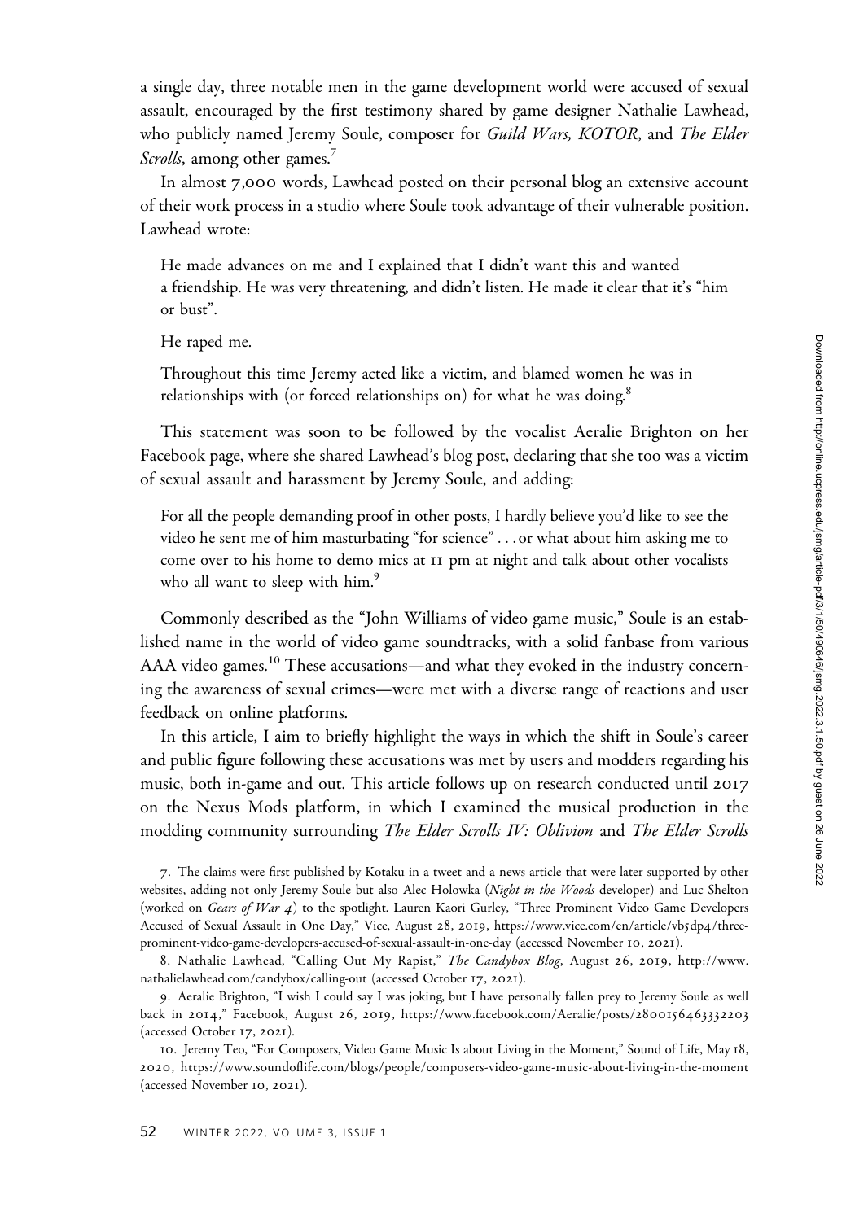a single day, three notable men in the game development world were accused of sexual assault, encouraged by the first testimony shared by game designer Nathalie Lawhead, who publicly named Jeremy Soule, composer for *Guild Wars, KOTOR*, and *The Elder Scrolls*, among other games.[7]

In almost 7,000 words, Lawhead posted on their personal blog an extensive account of their work process in a studio where Soule took advantage of their vulnerable position. Lawhead wrote:

> He made advances on me and I explained that I didn't want this and wanted a friendship. He was very threatening, and didn't listen. He made it clear that it's "him or bust".
>
> He raped me.
>
> Throughout this time Jeremy acted like a victim, and blamed women he was in relationships with (or forced relationships on) for what he was doing.[8]

This statement was soon to be followed by the vocalist Aeralie Brighton on her Facebook page, where she shared Lawhead's blog post, declaring that she too was a victim of sexual assault and harassment by Jeremy Soule, and adding:

> For all the people demanding proof in other posts, I hardly believe you'd like to see the video he sent me of him masturbating "for science" . . . or what about him asking me to come over to his home to demo mics at 11 pm at night and talk about other vocalists who all want to sleep with him.[9]

Commonly described as the "John Williams of video game music," Soule is an established name in the world of video game soundtracks, with a solid fanbase from various AAA video games.[10] These accusations—and what they evoked in the industry concerning the awareness of sexual crimes—were met with a diverse range of reactions and user feedback on online platforms.

In this article, I aim to briefly highlight the ways in which the shift in Soule's career and public figure following these accusations was met by users and modders regarding his music, both in-game and out. This article follows up on research conducted until 2017 on the Nexus Mods platform, in which I examined the musical production in the modding community surrounding *The Elder Scrolls IV: Oblivion* and *The Elder Scrolls*

---

7. The claims were first published by Kotaku in a tweet and a news article that were later supported by other websites, adding not only Jeremy Soule but also Alec Holowka (*Night in the Woods* developer) and Luc Shelton (worked on *Gears of War 4*) to the spotlight. Lauren Kaori Gurley, "Three Prominent Video Game Developers Accused of Sexual Assault in One Day," Vice, August 28, 2019, https://www.vice.com/en/article/vb5dp4/three-prominent-video-game-developers-accused-of-sexual-assault-in-one-day (accessed November 10, 2021).

8. Nathalie Lawhead, "Calling Out My Rapist," *The Candybox Blog*, August 26, 2019, http://www.nathalielawhead.com/candybox/calling-out (accessed October 17, 2021).

9. Aeralie Brighton, "I wish I could say I was joking, but I have personally fallen prey to Jeremy Soule as well back in 2014," Facebook, August 26, 2019, https://www.facebook.com/Aeralie/posts/2800156463332203 (accessed October 17, 2021).

10. Jeremy Teo, "For Composers, Video Game Music Is about Living in the Moment," Sound of Life, May 18, 2020, https://www.soundoflife.com/blogs/people/composers-video-game-music-about-living-in-the-moment (accessed November 10, 2021).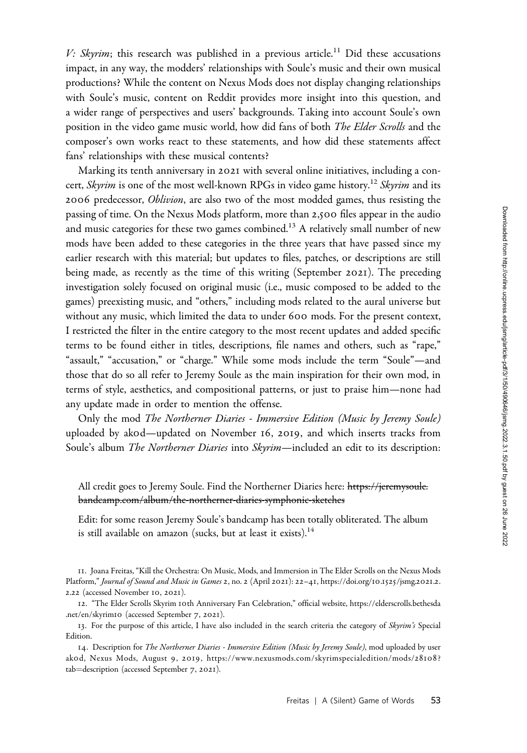*V: Skyrim*; this research was published in a previous article.[11] Did these accusations impact, in any way, the modders' relationships with Soule's music and their own musical productions? While the content on Nexus Mods does not display changing relationships with Soule's music, content on Reddit provides more insight into this question, and a wider range of perspectives and users' backgrounds. Taking into account Soule's own position in the video game music world, how did fans of both *The Elder Scrolls* and the composer's own works react to these statements, and how did these statements affect fans' relationships with these musical contents?

Marking its tenth anniversary in 2021 with several online initiatives, including a concert, *Skyrim* is one of the most well-known RPGs in video game history.[12] *Skyrim* and its 2006 predecessor, *Oblivion*, are also two of the most modded games, thus resisting the passing of time. On the Nexus Mods platform, more than 2,500 files appear in the audio and music categories for these two games combined.[13] A relatively small number of new mods have been added to these categories in the three years that have passed since my earlier research with this material; but updates to files, patches, or descriptions are still being made, as recently as the time of this writing (September 2021). The preceding investigation solely focused on original music (i.e., music composed to be added to the games) preexisting music, and "others," including mods related to the aural universe but without any music, which limited the data to under 600 mods. For the present context, I restricted the filter in the entire category to the most recent updates and added specific terms to be found either in titles, descriptions, file names and others, such as "rape," "assault," "accusation," or "charge." While some mods include the term "Soule"—and those that do so all refer to Jeremy Soule as the main inspiration for their own mod, in terms of style, aesthetics, and compositional patterns, or just to praise him—none had any update made in order to mention the offense.

Only the mod *The Northerner Diaries - Immersive Edition (Music by Jeremy Soule)* uploaded by ak0d—updated on November 16, 2019, and which inserts tracks from Soule's album *The Northerner Diaries* into *Skyrim*—included an edit to its description:

> All credit goes to Jeremy Soule. Find the Northerner Diaries here: ~~https://jeremysoule.bandcamp.com/album/the-northerner-diaries-symphonic-sketches~~
>
> Edit: for some reason Jeremy Soule's bandcamp has been totally obliterated. The album is still available on amazon (sucks, but at least it exists).[14]

11. Joana Freitas, "Kill the Orchestra: On Music, Mods, and Immersion in The Elder Scrolls on the Nexus Mods Platform," *Journal of Sound and Music in Games* 2, no. 2 (April 2021): 22–41, https://doi.org/10.1525/jsmg.2021.2.2.22 (accessed November 10, 2021).

12. "The Elder Scrolls Skyrim 10th Anniversary Fan Celebration," official website, https://elderscrolls.bethesda.net/en/skyrim10 (accessed September 7, 2021).

13. For the purpose of this article, I have also included in the search criteria the category of *Skyrim's* Special Edition.

14. Description for *The Northerner Diaries - Immersive Edition (Music by Jeremy Soule)*, mod uploaded by user ak0d, Nexus Mods, August 9, 2019, https://www.nexusmods.com/skyrimspecialedition/mods/28108?tab=description (accessed September 7, 2021).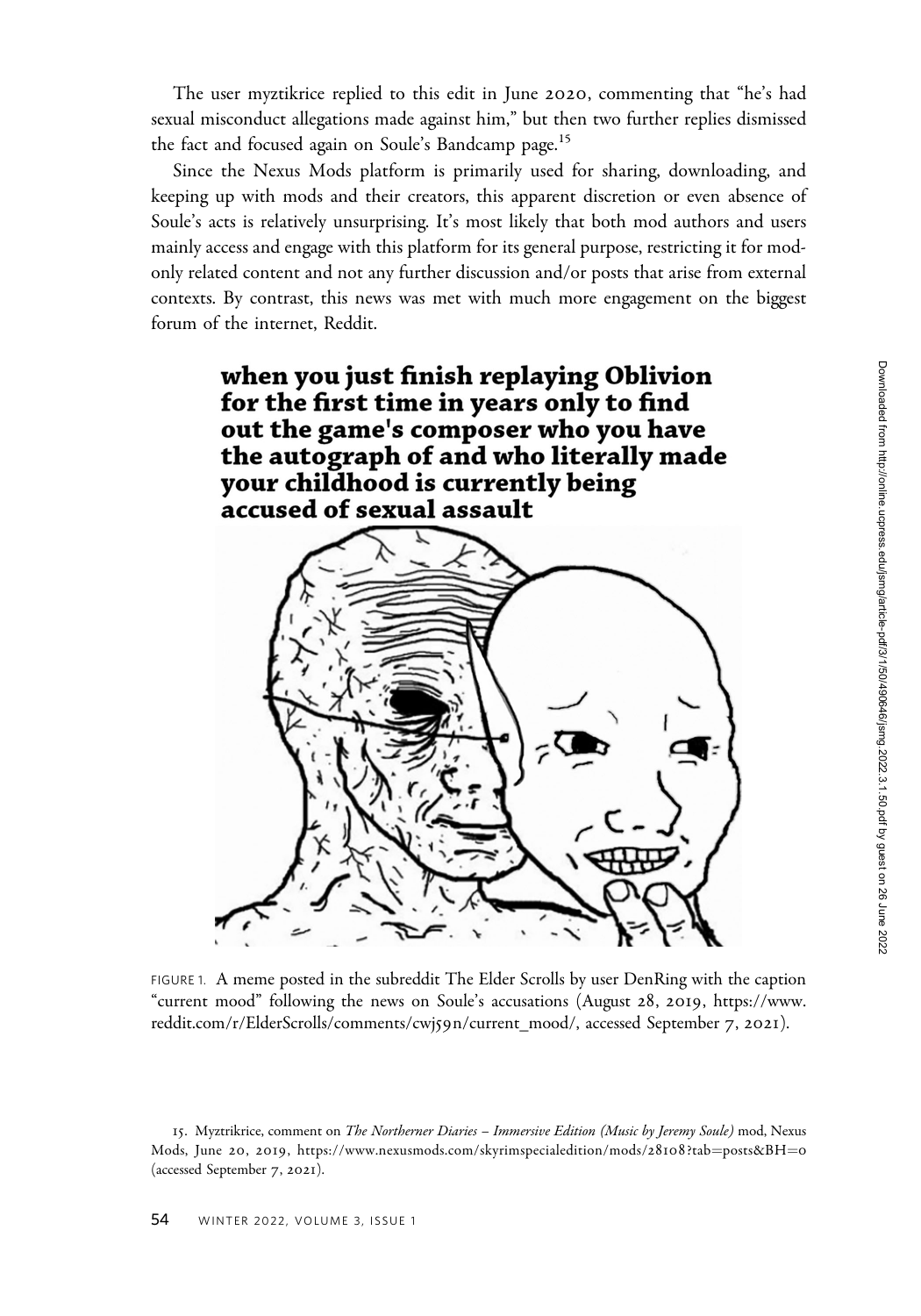The user myztikrice replied to this edit in June 2020, commenting that "he's had sexual misconduct allegations made against him," but then two further replies dismissed the fact and focused again on Soule's Bandcamp page.[15]

Since the Nexus Mods platform is primarily used for sharing, downloading, and keeping up with mods and their creators, this apparent discretion or even absence of Soule's acts is relatively unsurprising. It's most likely that both mod authors and users mainly access and engage with this platform for its general purpose, restricting it for mod-only related content and not any further discussion and/or posts that arise from external contexts. By contrast, this news was met with much more engagement on the biggest forum of the internet, Reddit.

FIGURE 1. A meme posted in the subreddit The Elder Scrolls by user DenRing with the caption "current mood" following the news on Soule's accusations (August 28, 2019, https://www.reddit.com/r/ElderScrolls/comments/cwj59n/current_mood/, accessed September 7, 2021).

15. Myztrikrice, comment on *The Northerner Diaries – Immersive Edition (Music by Jeremy Soule)* mod, Nexus Mods, June 20, 2019, https://www.nexusmods.com/skyrimspecialedition/mods/28108?tab=posts&BH=0 (accessed September 7, 2021).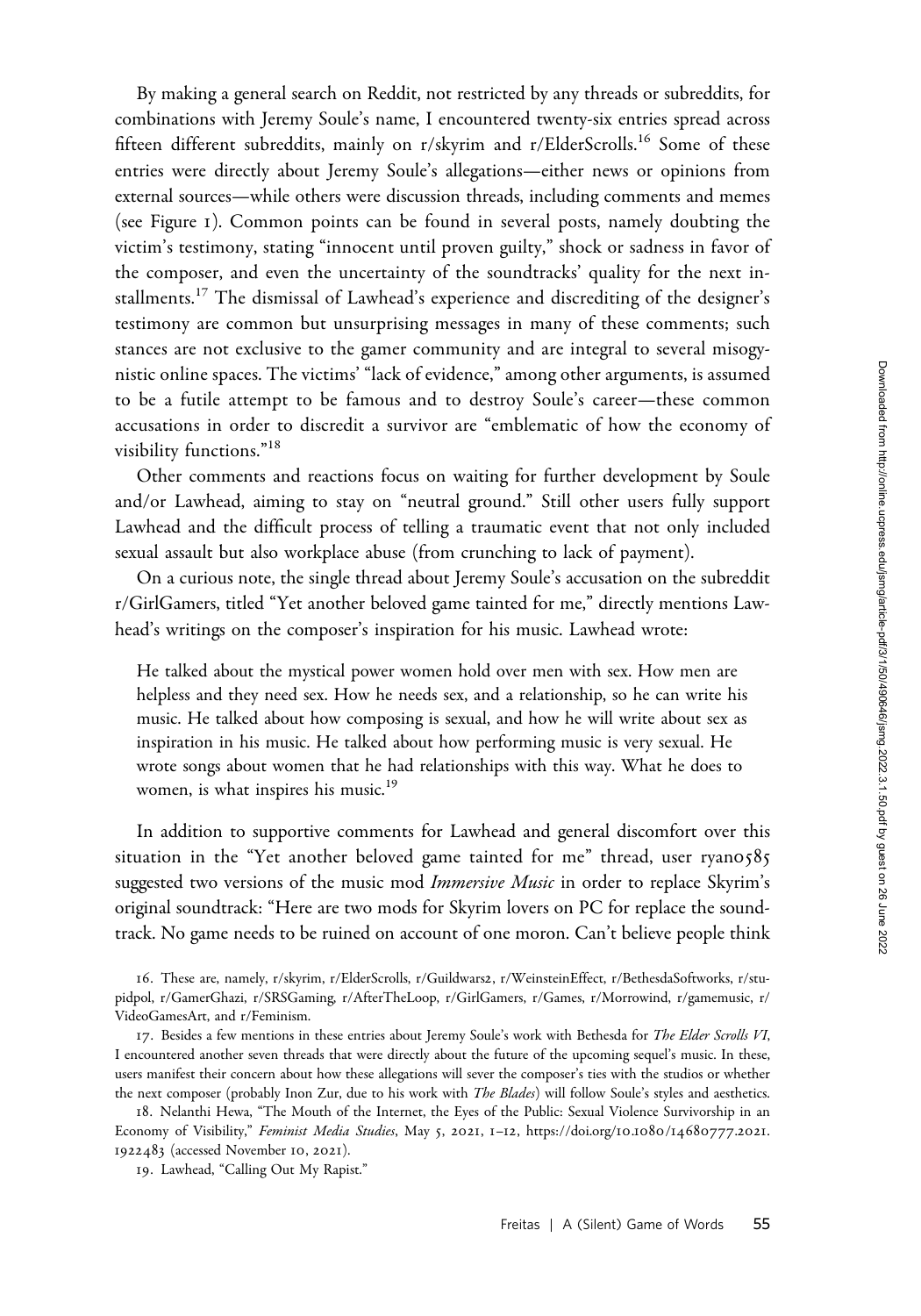By making a general search on Reddit, not restricted by any threads or subreddits, for combinations with Jeremy Soule's name, I encountered twenty-six entries spread across fifteen different subreddits, mainly on r/skyrim and r/ElderScrolls.[16] Some of these entries were directly about Jeremy Soule's allegations—either news or opinions from external sources—while others were discussion threads, including comments and memes (see Figure 1). Common points can be found in several posts, namely doubting the victim's testimony, stating "innocent until proven guilty," shock or sadness in favor of the composer, and even the uncertainty of the soundtracks' quality for the next installments.[17] The dismissal of Lawhead's experience and discrediting of the designer's testimony are common but unsurprising messages in many of these comments; such stances are not exclusive to the gamer community and are integral to several misogynistic online spaces. The victims' "lack of evidence," among other arguments, is assumed to be a futile attempt to be famous and to destroy Soule's career—these common accusations in order to discredit a survivor are "emblematic of how the economy of visibility functions."[18]

Other comments and reactions focus on waiting for further development by Soule and/or Lawhead, aiming to stay on "neutral ground." Still other users fully support Lawhead and the difficult process of telling a traumatic event that not only included sexual assault but also workplace abuse (from crunching to lack of payment).

On a curious note, the single thread about Jeremy Soule's accusation on the subreddit r/GirlGamers, titled "Yet another beloved game tainted for me," directly mentions Lawhead's writings on the composer's inspiration for his music. Lawhead wrote:

> He talked about the mystical power women hold over men with sex. How men are helpless and they need sex. How he needs sex, and a relationship, so he can write his music. He talked about how composing is sexual, and how he will write about sex as inspiration in his music. He talked about how performing music is very sexual. He wrote songs about women that he had relationships with this way. What he does to women, is what inspires his music.[19]

In addition to supportive comments for Lawhead and general discomfort over this situation in the "Yet another beloved game tainted for me" thread, user ryan0585 suggested two versions of the music mod *Immersive Music* in order to replace Skyrim's original soundtrack: "Here are two mods for Skyrim lovers on PC for replace the soundtrack. No game needs to be ruined on account of one moron. Can't believe people think

16. These are, namely, r/skyrim, r/ElderScrolls, r/Guildwars2, r/WeinsteinEffect, r/BethesdaSoftworks, r/stupidpol, r/GamerGhazi, r/SRSGaming, r/AfterTheLoop, r/GirlGamers, r/Games, r/Morrowind, r/gamemusic, r/VideoGamesArt, and r/Feminism.

17. Besides a few mentions in these entries about Jeremy Soule's work with Bethesda for *The Elder Scrolls VI*, I encountered another seven threads that were directly about the future of the upcoming sequel's music. In these, users manifest their concern about how these allegations will sever the composer's ties with the studios or whether the next composer (probably Inon Zur, due to his work with *The Blades*) will follow Soule's styles and aesthetics.

18. Nelanthi Hewa, "The Mouth of the Internet, the Eyes of the Public: Sexual Violence Survivorship in an Economy of Visibility," *Feminist Media Studies*, May 5, 2021, 1–12, https://doi.org/10.1080/14680777.2021.1922483 (accessed November 10, 2021).

19. Lawhead, "Calling Out My Rapist."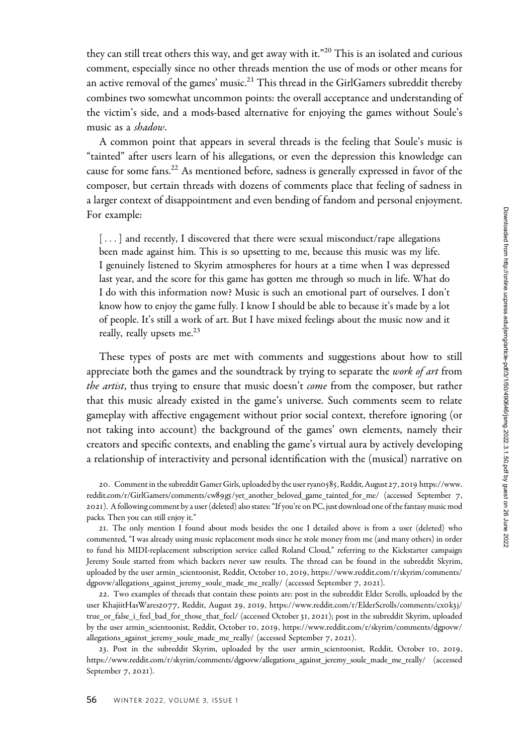they can still treat others this way, and get away with it."[20] This is an isolated and curious comment, especially since no other threads mention the use of mods or other means for an active removal of the games' music.[21] This thread in the GirlGamers subreddit thereby combines two somewhat uncommon points: the overall acceptance and understanding of the victim's side, and a mods-based alternative for enjoying the games without Soule's music as a *shadow*.

A common point that appears in several threads is the feeling that Soule's music is "tainted" after users learn of his allegations, or even the depression this knowledge can cause for some fans.[22] As mentioned before, sadness is generally expressed in favor of the composer, but certain threads with dozens of comments place that feeling of sadness in a larger context of disappointment and even bending of fandom and personal enjoyment. For example:

> [ . . . ] and recently, I discovered that there were sexual misconduct/rape allegations been made against him. This is so upsetting to me, because this music was my life. I genuinely listened to Skyrim atmospheres for hours at a time when I was depressed last year, and the score for this game has gotten me through so much in life. What do I do with this information now? Music is such an emotional part of ourselves. I don't know how to enjoy the game fully. I know I should be able to because it's made by a lot of people. It's still a work of art. But I have mixed feelings about the music now and it really, really upsets me.[23]

These types of posts are met with comments and suggestions about how to still appreciate both the games and the soundtrack by trying to separate the *work of art* from *the artist*, thus trying to ensure that music doesn't *come* from the composer, but rather that this music already existed in the game's universe. Such comments seem to relate gameplay with affective engagement without prior social context, therefore ignoring (or not taking into account) the background of the games' own elements, namely their creators and specific contexts, and enabling the game's virtual aura by actively developing a relationship of interactivity and personal identification with the (musical) narrative on

20. Comment in the subreddit Gamer Girls, uploaded by the user ryan0585, Reddit, August 27, 2019 https://www.reddit.com/r/GirlGamers/comments/cw89g5/yet_another_beloved_game_tainted_for_me/ (accessed September 7, 2021). A following comment by a user (deleted) also states: "If you're on PC, just download one of the fantasy music mod packs. Then you can still enjoy it."

21. The only mention I found about mods besides the one I detailed above is from a user (deleted) who commented, "I was already using music replacement mods since he stole money from me (and many others) in order to fund his MIDI-replacement subscription service called Roland Cloud," referring to the Kickstarter campaign Jeremy Soule started from which backers never saw results. The thread can be found in the subreddit Skyrim, uploaded by the user armin_scientoonist, Reddit, October 10, 2019, https://www.reddit.com/r/skyrim/comments/dgpovw/allegations_against_jeremy_soule_made_me_really/ (accessed September 7, 2021).

22. Two examples of threads that contain these points are: post in the subreddit Elder Scrolls, uploaded by the user KhajiitHasWares2077, Reddit, August 29, 2019, https://www.reddit.com/r/ElderScrolls/comments/cx0k3j/true_or_false_i_feel_bad_for_those_that_feel/ (accessed October 31, 2021); post in the subreddit Skyrim, uploaded by the user armin_scientoonist, Reddit, October 10, 2019, https://www.reddit.com/r/skyrim/comments/dgpovw/allegations_against_jeremy_soule_made_me_really/ (accessed September 7, 2021).

23. Post in the subreddit Skyrim, uploaded by the user armin_scientoonist, Reddit, October 10, 2019, https://www.reddit.com/r/skyrim/comments/dgpovw/allegations_against_jeremy_soule_made_me_really/ (accessed September 7, 2021).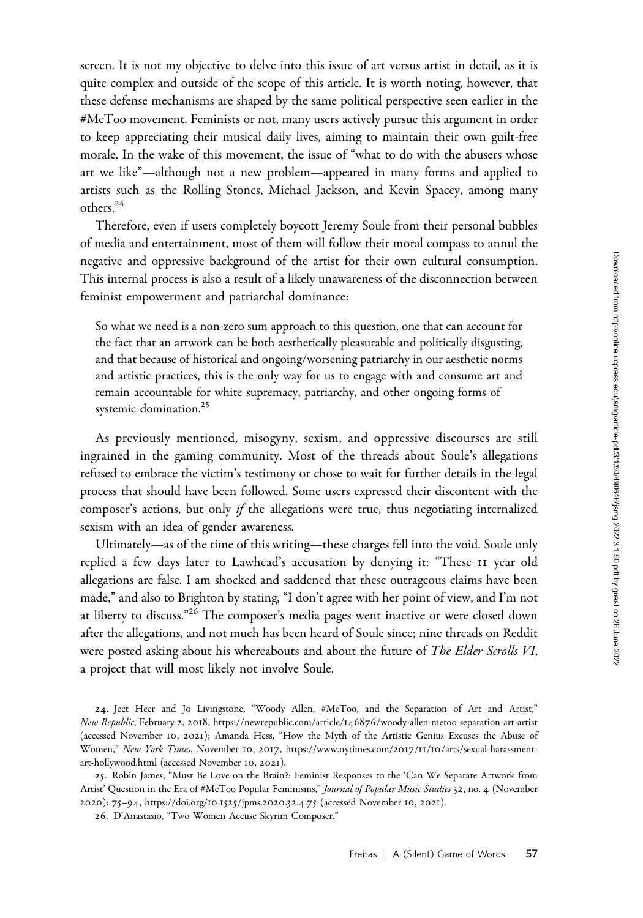screen. It is not my objective to delve into this issue of art versus artist in detail, as it is quite complex and outside of the scope of this article. It is worth noting, however, that these defense mechanisms are shaped by the same political perspective seen earlier in the #MeToo movement. Feminists or not, many users actively pursue this argument in order to keep appreciating their musical daily lives, aiming to maintain their own guilt-free morale. In the wake of this movement, the issue of "what to do with the abusers whose art we like"—although not a new problem—appeared in many forms and applied to artists such as the Rolling Stones, Michael Jackson, and Kevin Spacey, among many others.[24]

Therefore, even if users completely boycott Jeremy Soule from their personal bubbles of media and entertainment, most of them will follow their moral compass to annul the negative and oppressive background of the artist for their own cultural consumption. This internal process is also a result of a likely unawareness of the disconnection between feminist empowerment and patriarchal dominance:

> So what we need is a non-zero sum approach to this question, one that can account for the fact that an artwork can be both aesthetically pleasurable and politically disgusting, and that because of historical and ongoing/worsening patriarchy in our aesthetic norms and artistic practices, this is the only way for us to engage with and consume art and remain accountable for white supremacy, patriarchy, and other ongoing forms of systemic domination.[25]

As previously mentioned, misogyny, sexism, and oppressive discourses are still ingrained in the gaming community. Most of the threads about Soule's allegations refused to embrace the victim's testimony or chose to wait for further details in the legal process that should have been followed. Some users expressed their discontent with the composer's actions, but only *if* the allegations were true, thus negotiating internalized sexism with an idea of gender awareness.

Ultimately—as of the time of this writing—these charges fell into the void. Soule only replied a few days later to Lawhead's accusation by denying it: "These 11 year old allegations are false. I am shocked and saddened that these outrageous claims have been made," and also to Brighton by stating, "I don't agree with her point of view, and I'm not at liberty to discuss."[26] The composer's media pages went inactive or were closed down after the allegations, and not much has been heard of Soule since; nine threads on Reddit were posted asking about his whereabouts and about the future of *The Elder Scrolls VI*, a project that will most likely not involve Soule.

24. Jeet Heer and Jo Livingstone, "Woody Allen, #MeToo, and the Separation of Art and Artist," *New Republic*, February 2, 2018, https://newrepublic.com/article/146876/woody-allen-metoo-separation-art-artist (accessed November 10, 2021); Amanda Hess, "How the Myth of the Artistic Genius Excuses the Abuse of Women," *New York Times*, November 10, 2017, https://www.nytimes.com/2017/11/10/arts/sexual-harassment-art-hollywood.html (accessed November 10, 2021).

25. Robin James, "Must Be Love on the Brain?: Feminist Responses to the 'Can We Separate Artwork from Artist' Question in the Era of #MeToo Popular Feminisms," *Journal of Popular Music Studies* 32, no. 4 (November 2020): 75–94, https://doi.org/10.1525/jpms.2020.32.4.75 (accessed November 10, 2021).

26. D'Anastasio, "Two Women Accuse Skyrim Composer."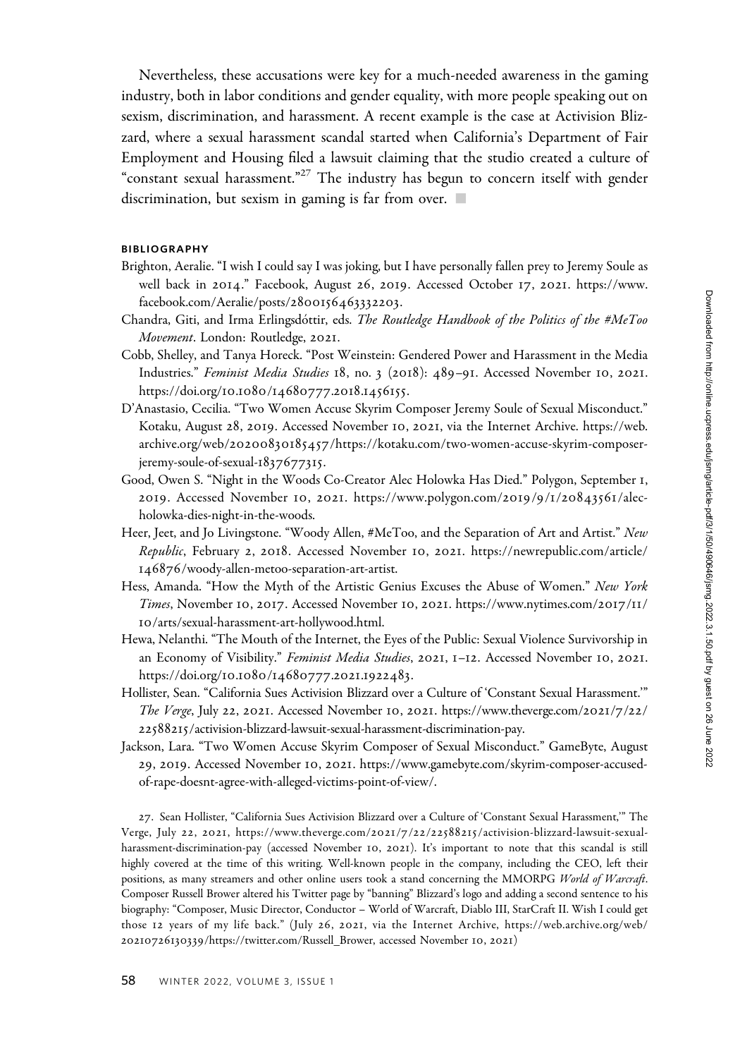Nevertheless, these accusations were key for a much-needed awareness in the gaming industry, both in labor conditions and gender equality, with more people speaking out on sexism, discrimination, and harassment. A recent example is the case at Activision Blizzard, where a sexual harassment scandal started when California's Department of Fair Employment and Housing filed a lawsuit claiming that the studio created a culture of "constant sexual harassment."[27] The industry has begun to concern itself with gender discrimination, but sexism in gaming is far from over. ■

#### BIBLIOGRAPHY

Brighton, Aeralie. "I wish I could say I was joking, but I have personally fallen prey to Jeremy Soule as well back in 2014." Facebook, August 26, 2019. Accessed October 17, 2021. https://www.facebook.com/Aeralie/posts/2800156463332203.

Chandra, Giti, and Irma Erlingsdóttir, eds. *The Routledge Handbook of the Politics of the #MeToo Movement*. London: Routledge, 2021.

Cobb, Shelley, and Tanya Horeck. "Post Weinstein: Gendered Power and Harassment in the Media Industries." *Feminist Media Studies* 18, no. 3 (2018): 489–91. Accessed November 10, 2021. https://doi.org/10.1080/14680777.2018.1456155.

D'Anastasio, Cecilia. "Two Women Accuse Skyrim Composer Jeremy Soule of Sexual Misconduct." Kotaku, August 28, 2019. Accessed November 10, 2021, via the Internet Archive. https://web.archive.org/web/20200830185457/https://kotaku.com/two-women-accuse-skyrim-composer-jeremy-soule-of-sexual-1837677315.

Good, Owen S. "Night in the Woods Co-Creator Alec Holowka Has Died." Polygon, September 1, 2019. Accessed November 10, 2021. https://www.polygon.com/2019/9/1/20843561/alec-holowka-dies-night-in-the-woods.

Heer, Jeet, and Jo Livingstone. "Woody Allen, #MeToo, and the Separation of Art and Artist." *New Republic*, February 2, 2018. Accessed November 10, 2021. https://newrepublic.com/article/146876/woody-allen-metoo-separation-art-artist.

Hess, Amanda. "How the Myth of the Artistic Genius Excuses the Abuse of Women." *New York Times*, November 10, 2017. Accessed November 10, 2021. https://www.nytimes.com/2017/11/10/arts/sexual-harassment-art-hollywood.html.

Hewa, Nelanthi. "The Mouth of the Internet, the Eyes of the Public: Sexual Violence Survivorship in an Economy of Visibility." *Feminist Media Studies*, 2021, 1–12. Accessed November 10, 2021. https://doi.org/10.1080/14680777.2021.1922483.

Hollister, Sean. "California Sues Activision Blizzard over a Culture of 'Constant Sexual Harassment.'" *The Verge*, July 22, 2021. Accessed November 10, 2021. https://www.theverge.com/2021/7/22/22588215/activision-blizzard-lawsuit-sexual-harassment-discrimination-pay.

Jackson, Lara. "Two Women Accuse Skyrim Composer of Sexual Misconduct." GameByte, August 29, 2019. Accessed November 10, 2021. https://www.gamebyte.com/skyrim-composer-accused-of-rape-doesnt-agree-with-alleged-victims-point-of-view/.

27. Sean Hollister, "California Sues Activision Blizzard over a Culture of 'Constant Sexual Harassment,'" The Verge, July 22, 2021, https://www.theverge.com/2021/7/22/22588215/activision-blizzard-lawsuit-sexual-harassment-discrimination-pay (accessed November 10, 2021). It's important to note that this scandal is still highly covered at the time of this writing. Well-known people in the company, including the CEO, left their positions, as many streamers and other online users took a stand concerning the MMORPG *World of Warcraft*. Composer Russell Brower altered his Twitter page by "banning" Blizzard's logo and adding a second sentence to his biography: "Composer, Music Director, Conductor – World of Warcraft, Diablo III, StarCraft II. Wish I could get those 12 years of my life back." (July 26, 2021, via the Internet Archive, https://web.archive.org/web/20210726130339/https://twitter.com/Russell_Brower, accessed November 10, 2021)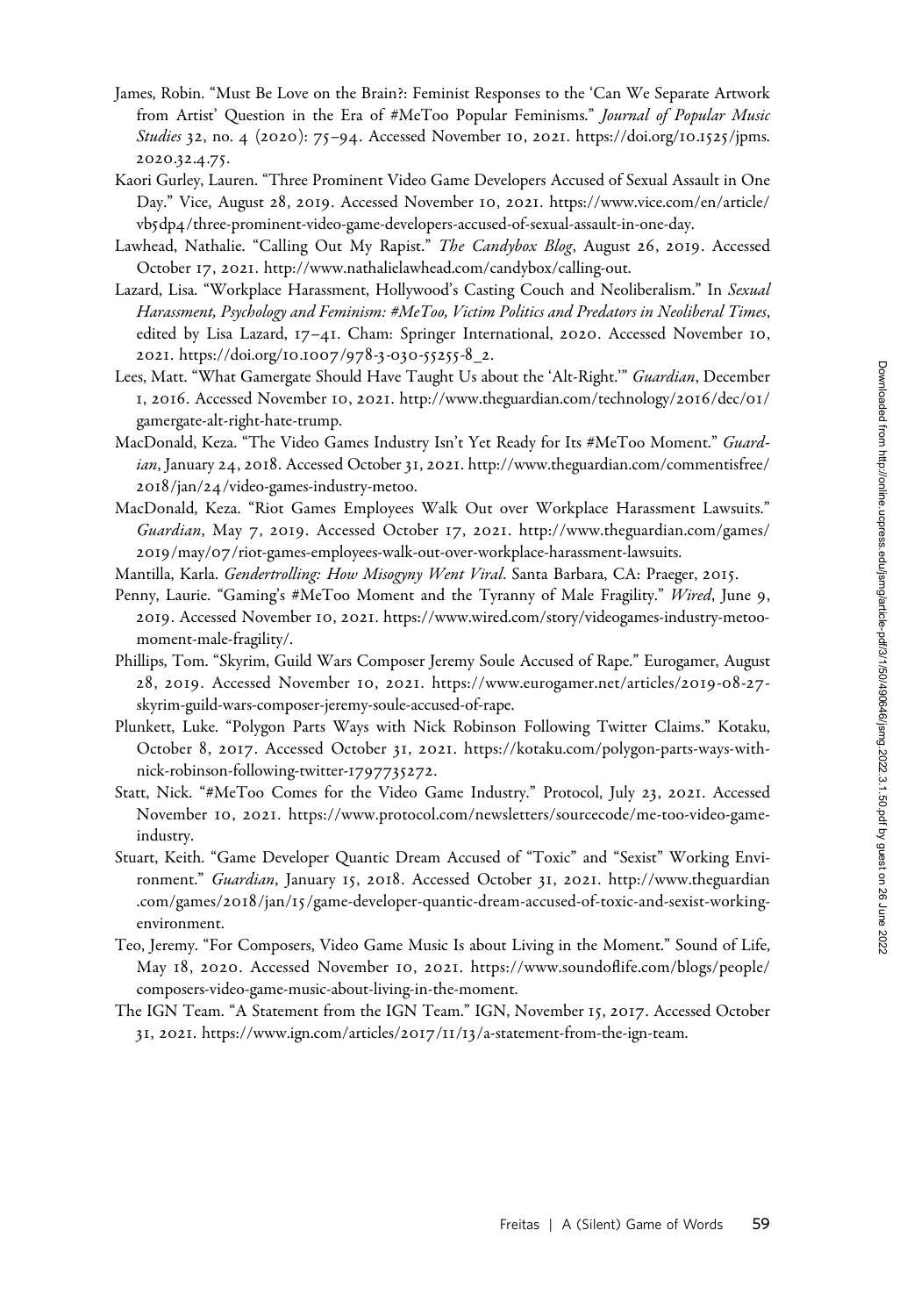James, Robin. "Must Be Love on the Brain?: Feminist Responses to the 'Can We Separate Artwork from Artist' Question in the Era of #MeToo Popular Feminisms." *Journal of Popular Music Studies* 32, no. 4 (2020): 75–94. Accessed November 10, 2021. https://doi.org/10.1525/jpms.2020.32.4.75.

Kaori Gurley, Lauren. "Three Prominent Video Game Developers Accused of Sexual Assault in One Day." Vice, August 28, 2019. Accessed November 10, 2021. https://www.vice.com/en/article/vb5dp4/three-prominent-video-game-developers-accused-of-sexual-assault-in-one-day.

Lawhead, Nathalie. "Calling Out My Rapist." *The Candybox Blog*, August 26, 2019. Accessed October 17, 2021. http://www.nathalielawhead.com/candybox/calling-out.

Lazard, Lisa. "Workplace Harassment, Hollywood's Casting Couch and Neoliberalism." In *Sexual Harassment, Psychology and Feminism: #MeToo, Victim Politics and Predators in Neoliberal Times*, edited by Lisa Lazard, 17–41. Cham: Springer International, 2020. Accessed November 10, 2021. https://doi.org/10.1007/978-3-030-55255-8_2.

Lees, Matt. "What Gamergate Should Have Taught Us about the 'Alt-Right.'" *Guardian*, December 1, 2016. Accessed November 10, 2021. http://www.theguardian.com/technology/2016/dec/01/gamergate-alt-right-hate-trump.

MacDonald, Keza. "The Video Games Industry Isn't Yet Ready for Its #MeToo Moment." *Guardian*, January 24, 2018. Accessed October 31, 2021. http://www.theguardian.com/commentisfree/2018/jan/24/video-games-industry-metoo.

MacDonald, Keza. "Riot Games Employees Walk Out over Workplace Harassment Lawsuits." *Guardian*, May 7, 2019. Accessed October 17, 2021. http://www.theguardian.com/games/2019/may/07/riot-games-employees-walk-out-over-workplace-harassment-lawsuits.

Mantilla, Karla. *Gendertrolling: How Misogyny Went Viral*. Santa Barbara, CA: Praeger, 2015.

Penny, Laurie. "Gaming's #MeToo Moment and the Tyranny of Male Fragility." *Wired*, June 9, 2019. Accessed November 10, 2021. https://www.wired.com/story/videogames-industry-metoo-moment-male-fragility/.

Phillips, Tom. "Skyrim, Guild Wars Composer Jeremy Soule Accused of Rape." Eurogamer, August 28, 2019. Accessed November 10, 2021. https://www.eurogamer.net/articles/2019-08-27-skyrim-guild-wars-composer-jeremy-soule-accused-of-rape.

Plunkett, Luke. "Polygon Parts Ways with Nick Robinson Following Twitter Claims." Kotaku, October 8, 2017. Accessed October 31, 2021. https://kotaku.com/polygon-parts-ways-with-nick-robinson-following-twitter-1797735272.

Statt, Nick. "#MeToo Comes for the Video Game Industry." Protocol, July 23, 2021. Accessed November 10, 2021. https://www.protocol.com/newsletters/sourcecode/me-too-video-game-industry.

Stuart, Keith. "Game Developer Quantic Dream Accused of "Toxic" and "Sexist" Working Environment." *Guardian*, January 15, 2018. Accessed October 31, 2021. http://www.theguardian.com/games/2018/jan/15/game-developer-quantic-dream-accused-of-toxic-and-sexist-working-environment.

Teo, Jeremy. "For Composers, Video Game Music Is about Living in the Moment." Sound of Life, May 18, 2020. Accessed November 10, 2021. https://www.soundoflife.com/blogs/people/composers-video-game-music-about-living-in-the-moment.

The IGN Team. "A Statement from the IGN Team." IGN, November 15, 2017. Accessed October 31, 2021. https://www.ign.com/articles/2017/11/13/a-statement-from-the-ign-team.